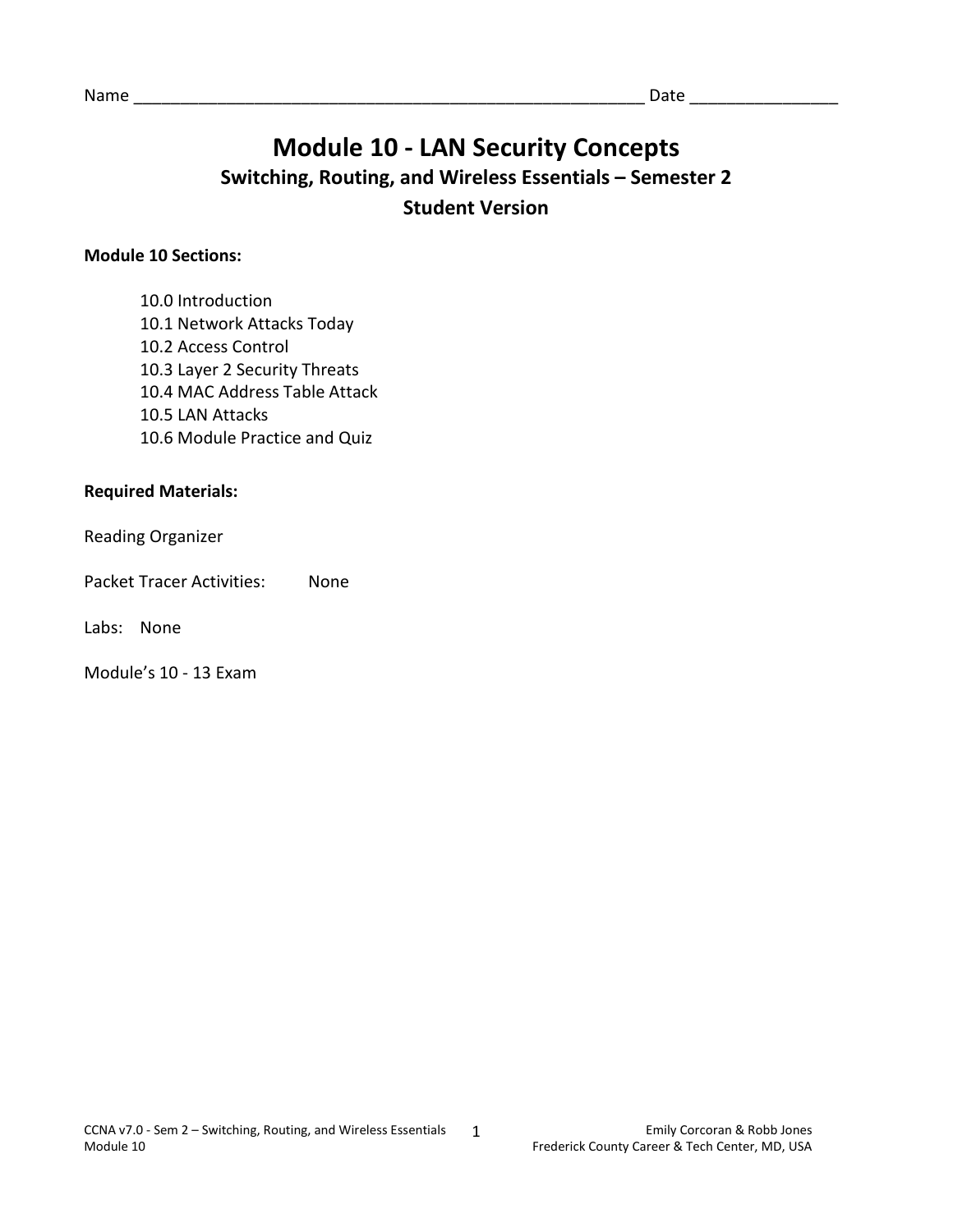Name ______________________________________________________ Date _______________

# Module 10 - LAN Security Concepts

## Switching, Routing, and Wireless Essentials – Semester 2

## Student Version

**Module 10 Sections:**

- 10.0 Introduction
- 10.1 Network Attacks Today
- 10.2 Access Control
- 10.3 Layer 2 Security Threats
- 10.4 MAC Address Table Attack
- 10.5 LAN Attacks
- 10.6 Module Practice and Quiz

**Required Materials:**

Reading Organizer

Packet Tracer Activities: None

Labs: None

Module's 10 - 13 Exam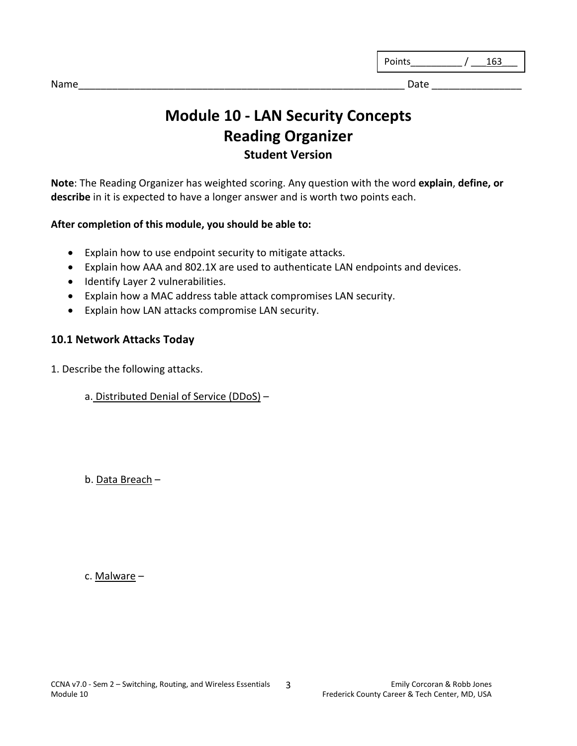Points__________ / ___163___

Name____________________________________________________________ Date ________________

# Module 10 - LAN Security Concepts
# Reading Organizer
### Student Version

**Note**: The Reading Organizer has weighted scoring. Any question with the word **explain**, **define, or describe** in it is expected to have a longer answer and is worth two points each.

**After completion of this module, you should be able to:**

- Explain how to use endpoint security to mitigate attacks.
- Explain how AAA and 802.1X are used to authenticate LAN endpoints and devices.
- Identify Layer 2 vulnerabilities.
- Explain how a MAC address table attack compromises LAN security.
- Explain how LAN attacks compromise LAN security.

## 10.1 Network Attacks Today

1. Describe the following attacks.

a. <u>Distributed Denial of Service (DDoS)</u> –

b. <u>Data Breach</u> –

c. <u>Malware</u> –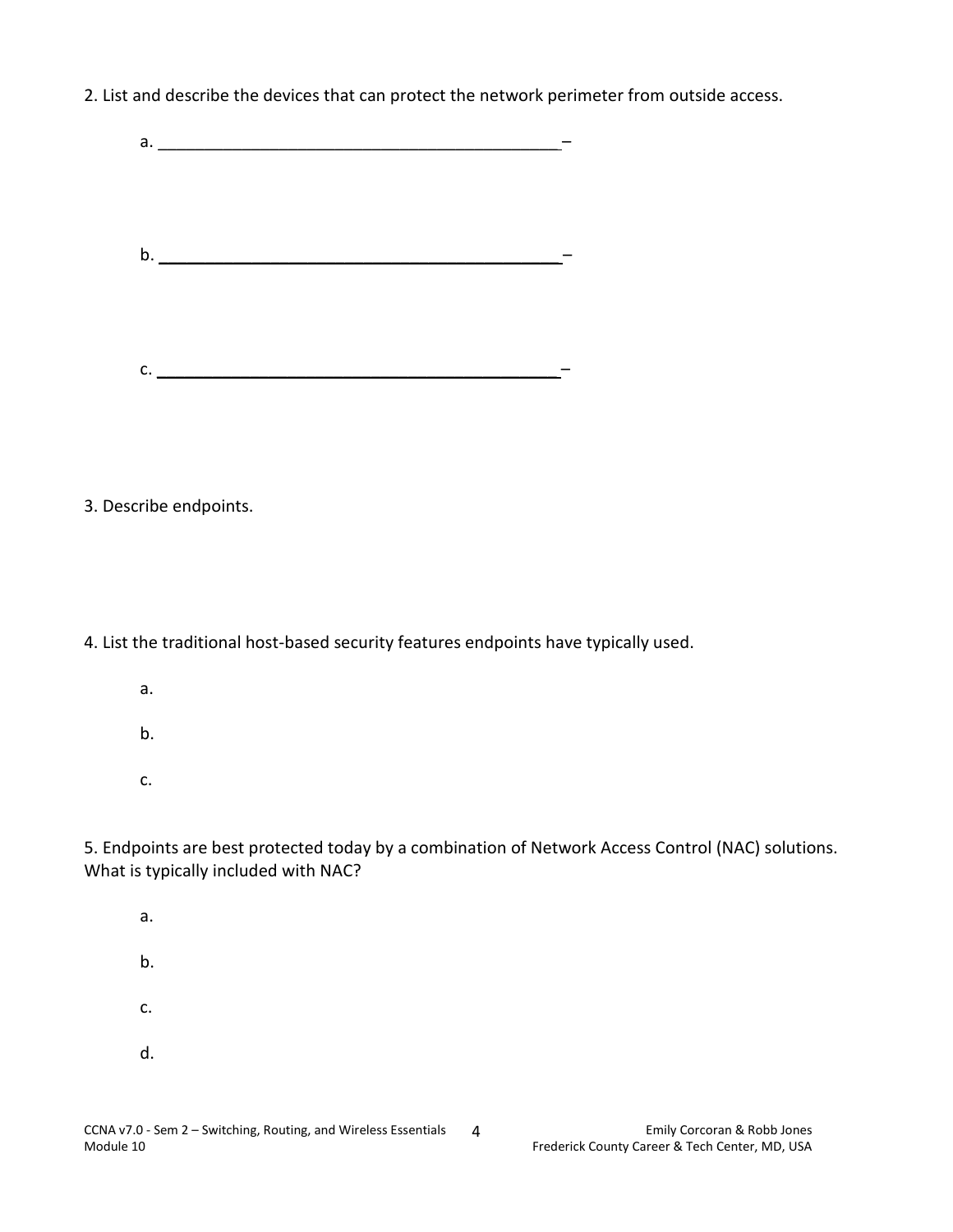2. List and describe the devices that can protect the network perimeter from outside access.

a. ____________________________________________–

b. ____________________________________________–

c. ____________________________________________–

3. Describe endpoints.

4. List the traditional host-based security features endpoints have typically used.

a.

b.

c.

5. Endpoints are best protected today by a combination of Network Access Control (NAC) solutions. What is typically included with NAC?

a.

b.

c.

d.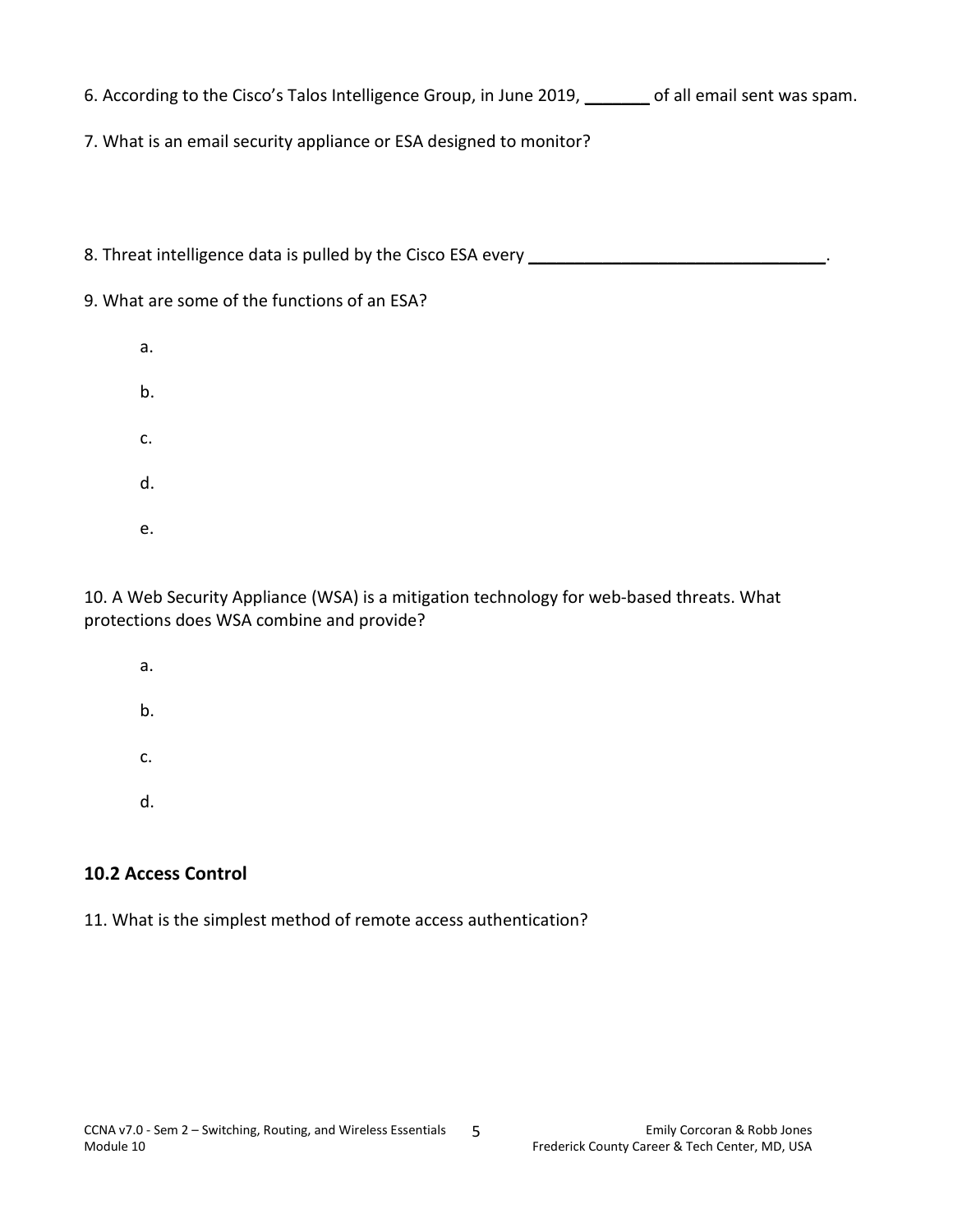6. According to the Cisco's Talos Intelligence Group, in June 2019, _______ of all email sent was spam.

7. What is an email security appliance or ESA designed to monitor?

8. Threat intelligence data is pulled by the Cisco ESA every ________________________________.

9. What are some of the functions of an ESA?

a.

b.

c.

d.

e.

10. A Web Security Appliance (WSA) is a mitigation technology for web-based threats. What protections does WSA combine and provide?

a.

b.

c.

d.

## 10.2 Access Control

11. What is the simplest method of remote access authentication?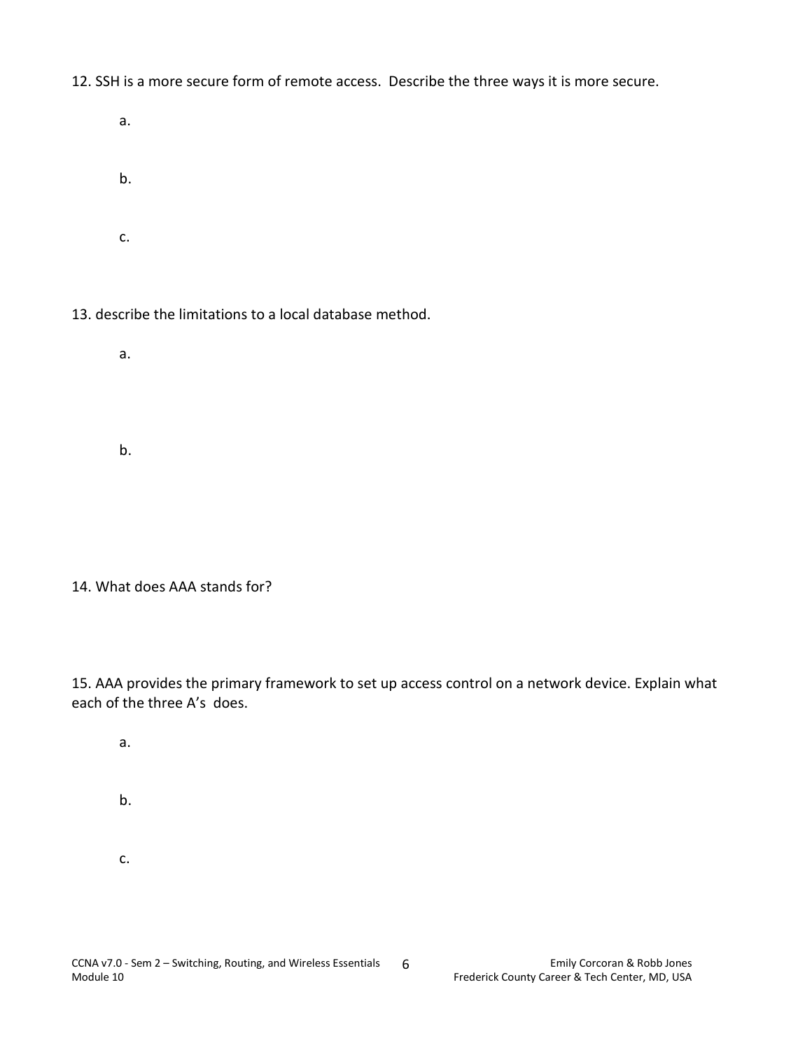12. SSH is a more secure form of remote access. Describe the three ways it is more secure.

a.

b.

c.

13. describe the limitations to a local database method.

a.

b.

14. What does AAA stands for?

15. AAA provides the primary framework to set up access control on a network device. Explain what each of the three A's does.

a.

b.

c.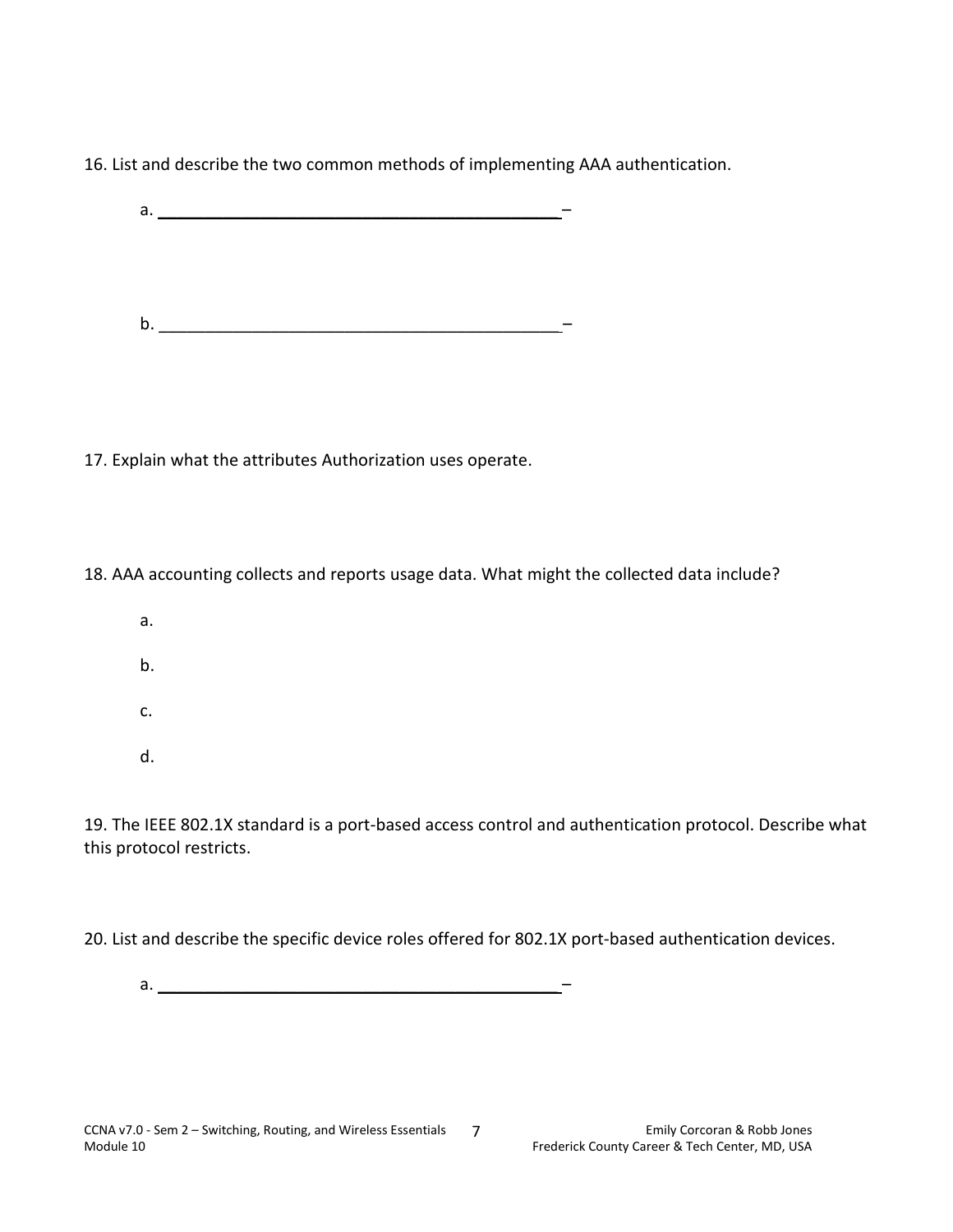16. List and describe the two common methods of implementing AAA authentication.

a. ____________________________________________ –

b. ____________________________________________ –

17. Explain what the attributes Authorization uses operate.

18. AAA accounting collects and reports usage data. What might the collected data include?

a.

b.

c.

d.

19. The IEEE 802.1X standard is a port-based access control and authentication protocol. Describe what this protocol restricts.

20. List and describe the specific device roles offered for 802.1X port-based authentication devices.

a. ____________________________________________ –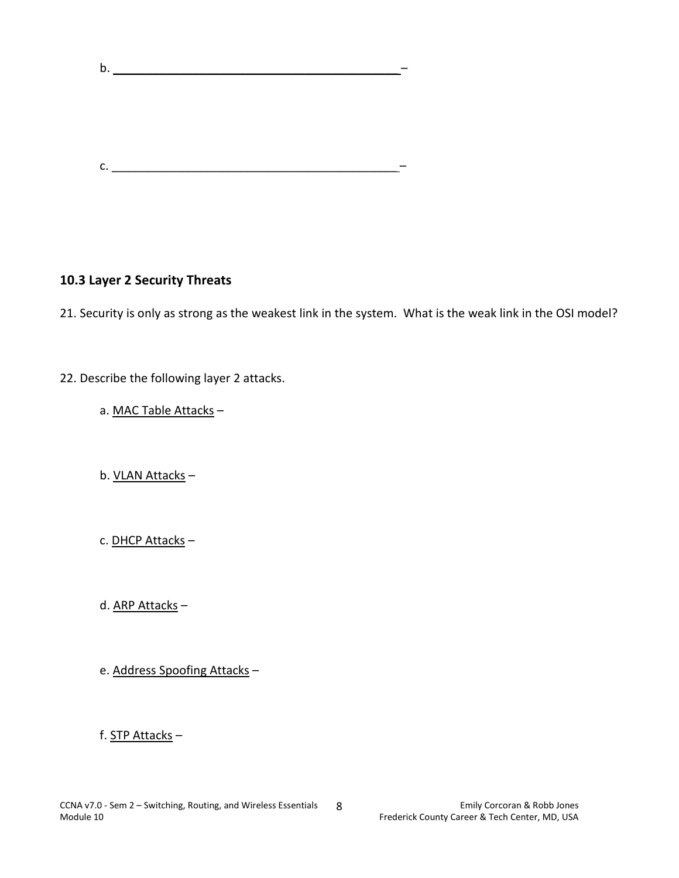b. ____________________________________________ –

c. ____________________________________________ –

### 10.3 Layer 2 Security Threats

21. Security is only as strong as the weakest link in the system. What is the weak link in the OSI model?

22. Describe the following layer 2 attacks.

  a. MAC Table Attacks –

  b. VLAN Attacks –

  c. DHCP Attacks –

  d. ARP Attacks –

  e. Address Spoofing Attacks –

  f. STP Attacks –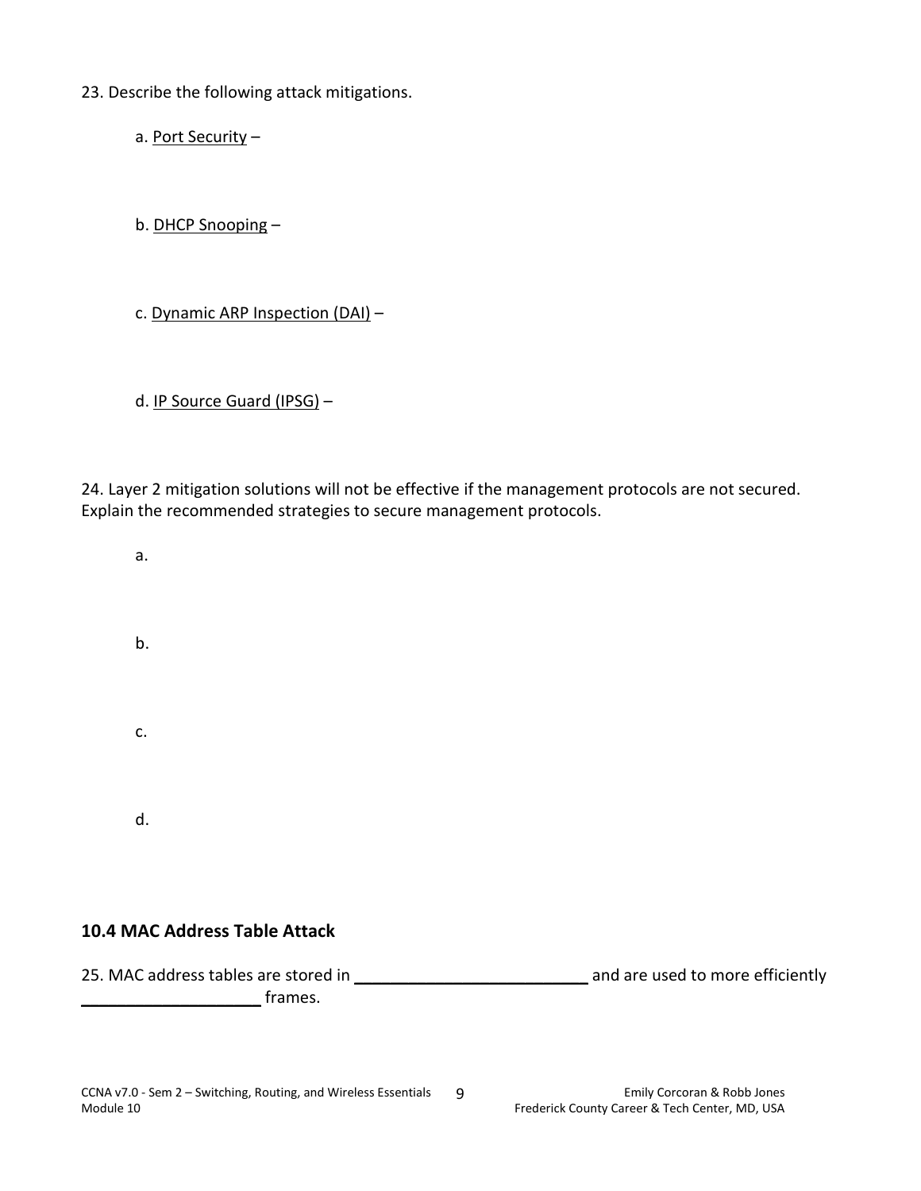23. Describe the following attack mitigations.

a. Port Security –

b. DHCP Snooping –

c. Dynamic ARP Inspection (DAI) –

d. IP Source Guard (IPSG) –

24. Layer 2 mitigation solutions will not be effective if the management protocols are not secured. Explain the recommended strategies to secure management protocols.

a.

b.

c.

d.

### 10.4 MAC Address Table Attack

25. MAC address tables are stored in __________________________ and are used to more efficiently ____________________ frames.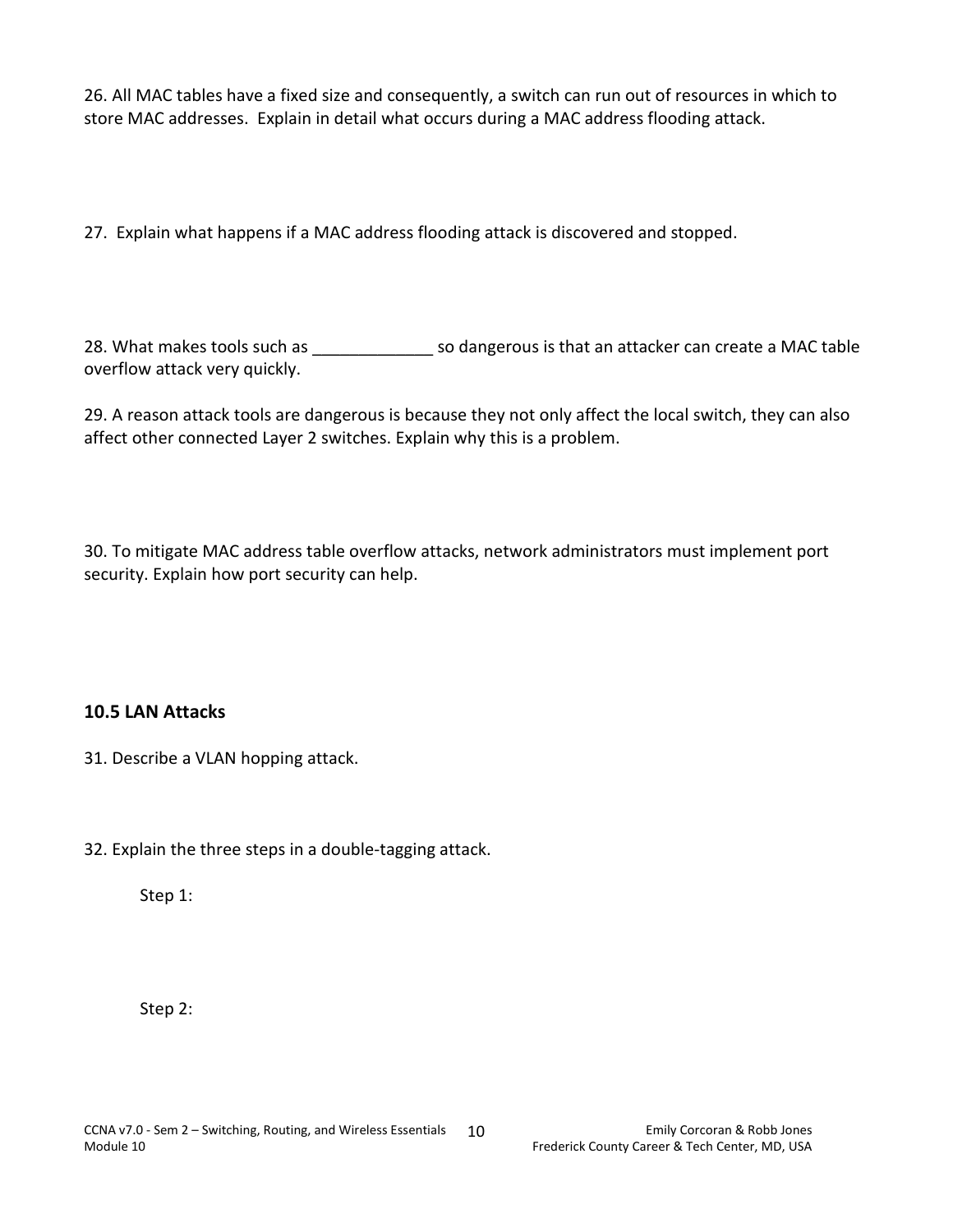26. All MAC tables have a fixed size and consequently, a switch can run out of resources in which to store MAC addresses. Explain in detail what occurs during a MAC address flooding attack.

27. Explain what happens if a MAC address flooding attack is discovered and stopped.

28. What makes tools such as _____________ so dangerous is that an attacker can create a MAC table overflow attack very quickly.

29. A reason attack tools are dangerous is because they not only affect the local switch, they can also affect other connected Layer 2 switches. Explain why this is a problem.

30. To mitigate MAC address table overflow attacks, network administrators must implement port security. Explain how port security can help.

### 10.5 LAN Attacks

31. Describe a VLAN hopping attack.

32. Explain the three steps in a double-tagging attack.

Step 1:

Step 2: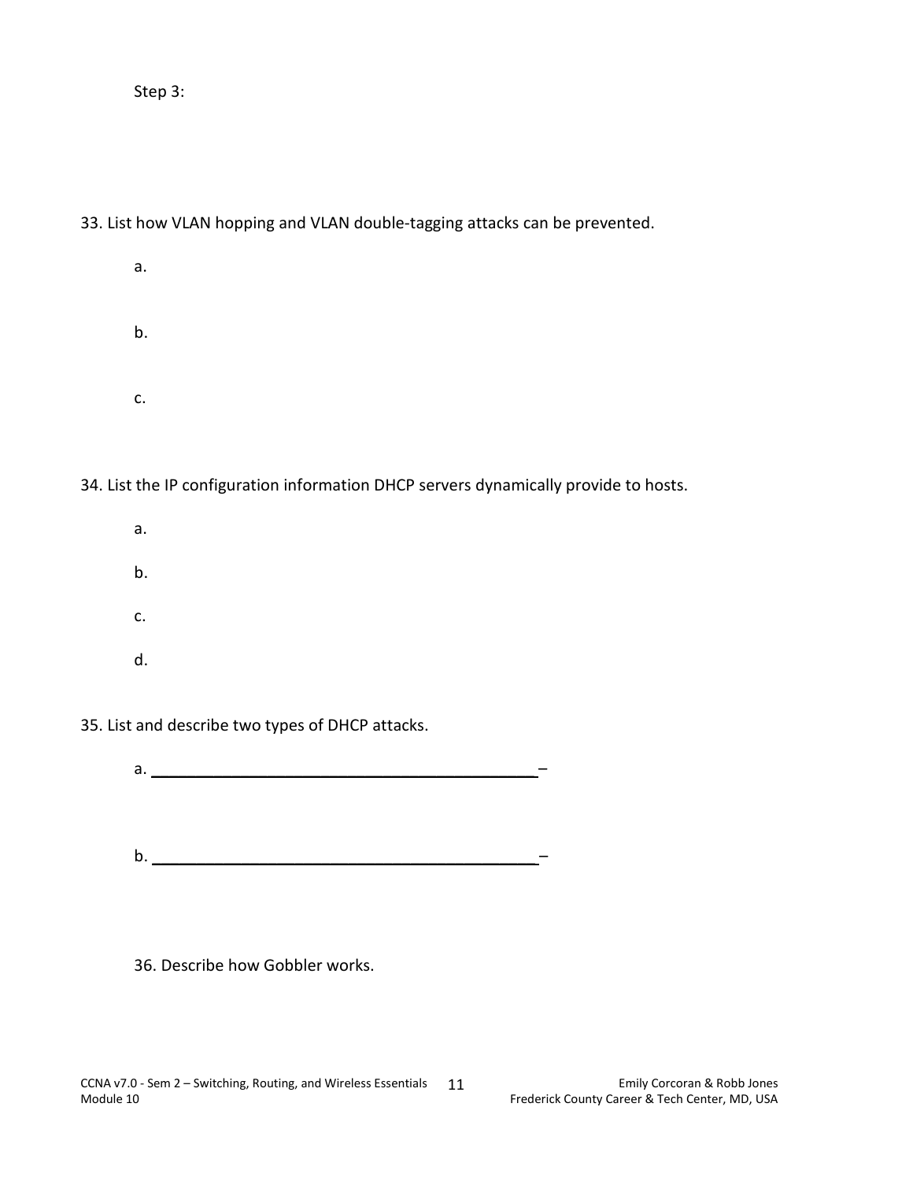Step 3:

33. List how VLAN hopping and VLAN double-tagging attacks can be prevented.

 a.

 b.

 c.

34. List the IP configuration information DHCP servers dynamically provide to hosts.

 a.

 b.

 c.

 d.

35. List and describe two types of DHCP attacks.

 a. ____________________________________________ –

 b. ____________________________________________ –

36. Describe how Gobbler works.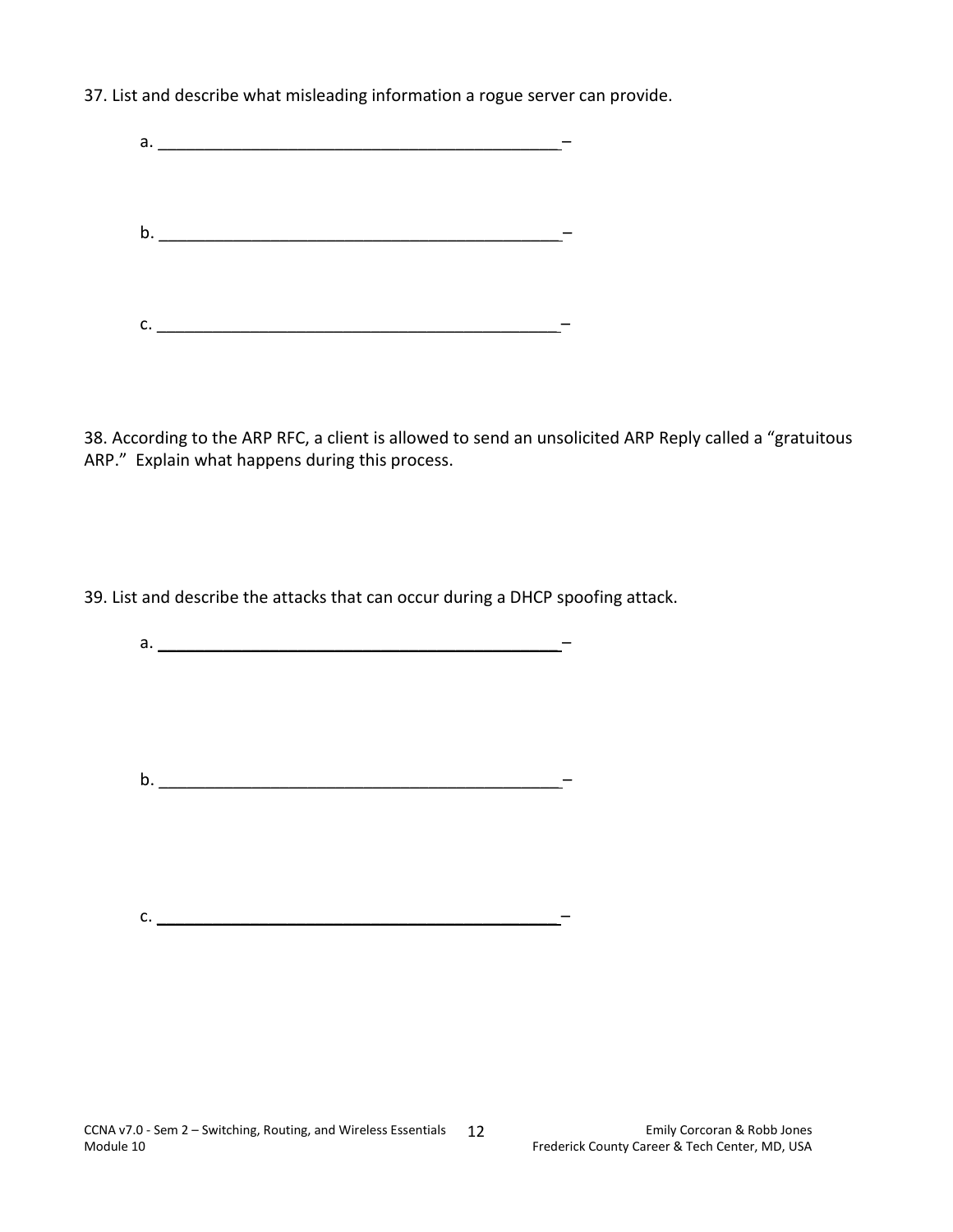37. List and describe what misleading information a rogue server can provide.

a. ____________________________________________–

b. ____________________________________________–

c. ____________________________________________–

38. According to the ARP RFC, a client is allowed to send an unsolicited ARP Reply called a "gratuitous ARP." Explain what happens during this process.

39. List and describe the attacks that can occur during a DHCP spoofing attack.

a. ____________________________________________–

b. ____________________________________________–

c. ____________________________________________–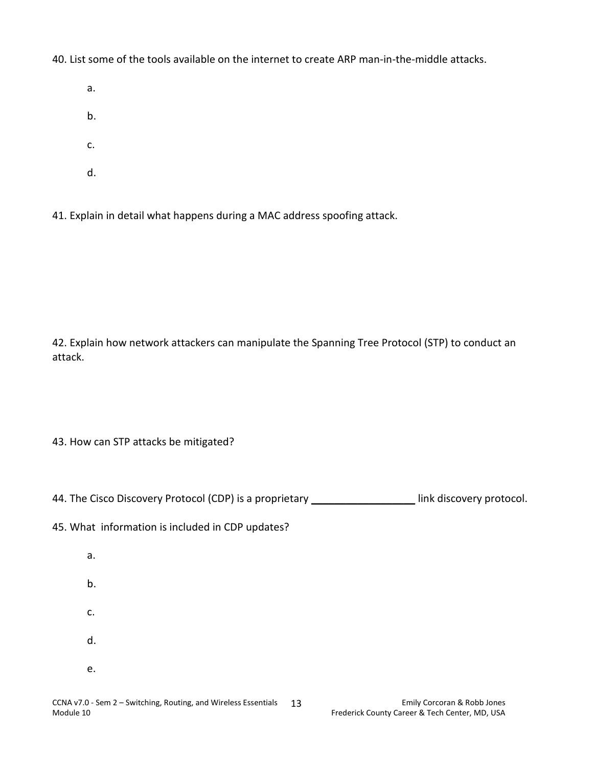40. List some of the tools available on the internet to create ARP man-in-the-middle attacks.

a.

b.

c.

d.

41. Explain in detail what happens during a MAC address spoofing attack.

42. Explain how network attackers can manipulate the Spanning Tree Protocol (STP) to conduct an attack.

43. How can STP attacks be mitigated?

44. The Cisco Discovery Protocol (CDP) is a proprietary ________________ link discovery protocol.

45. What information is included in CDP updates?

a.

b.

c.

d.

e.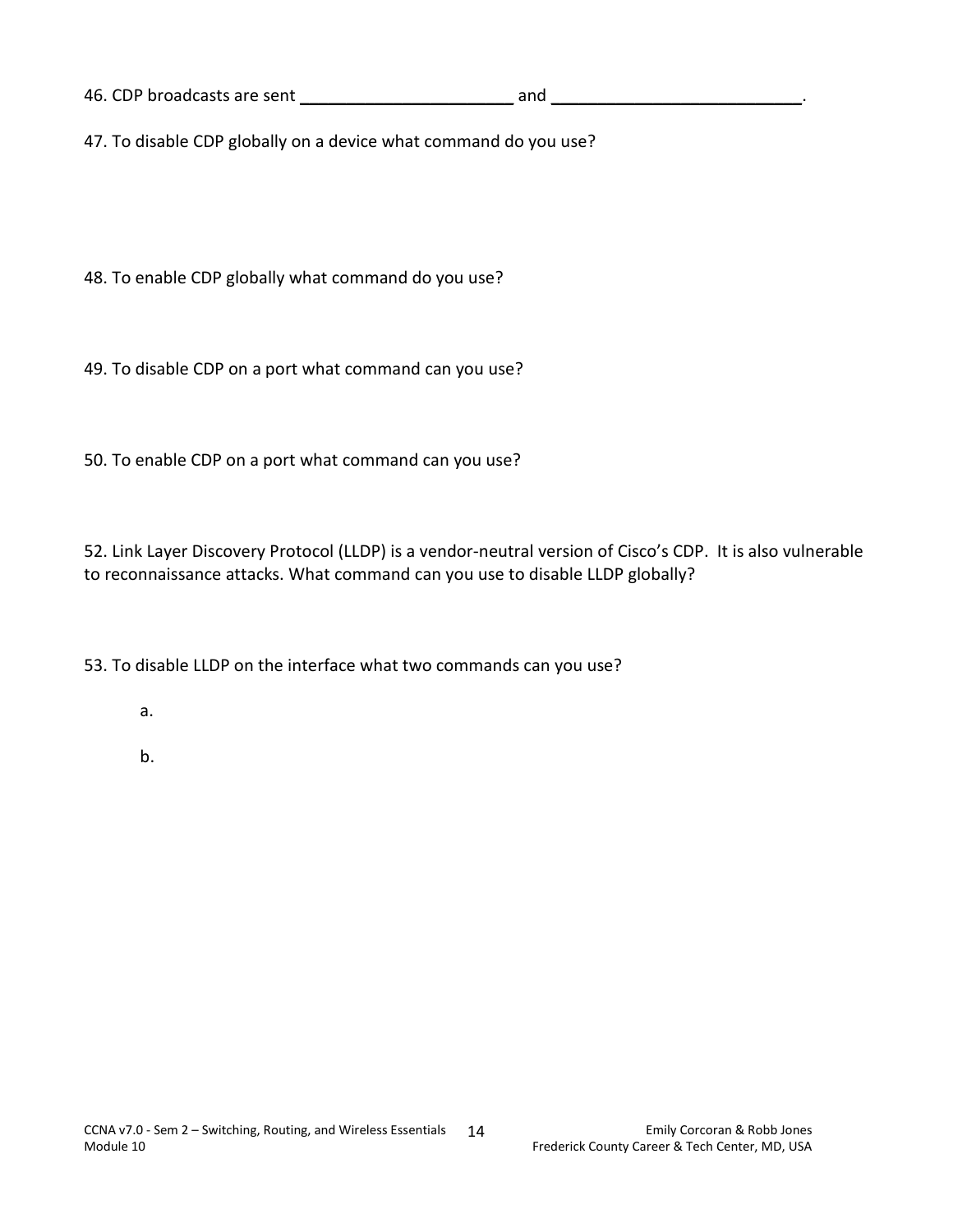46. CDP broadcasts are sent ______________________ and _________________________.

47. To disable CDP globally on a device what command do you use?

48. To enable CDP globally what command do you use?

49. To disable CDP on a port what command can you use?

50. To enable CDP on a port what command can you use?

52. Link Layer Discovery Protocol (LLDP) is a vendor-neutral version of Cisco's CDP. It is also vulnerable to reconnaissance attacks. What command can you use to disable LLDP globally?

53. To disable LLDP on the interface what two commands can you use?

a.

b.